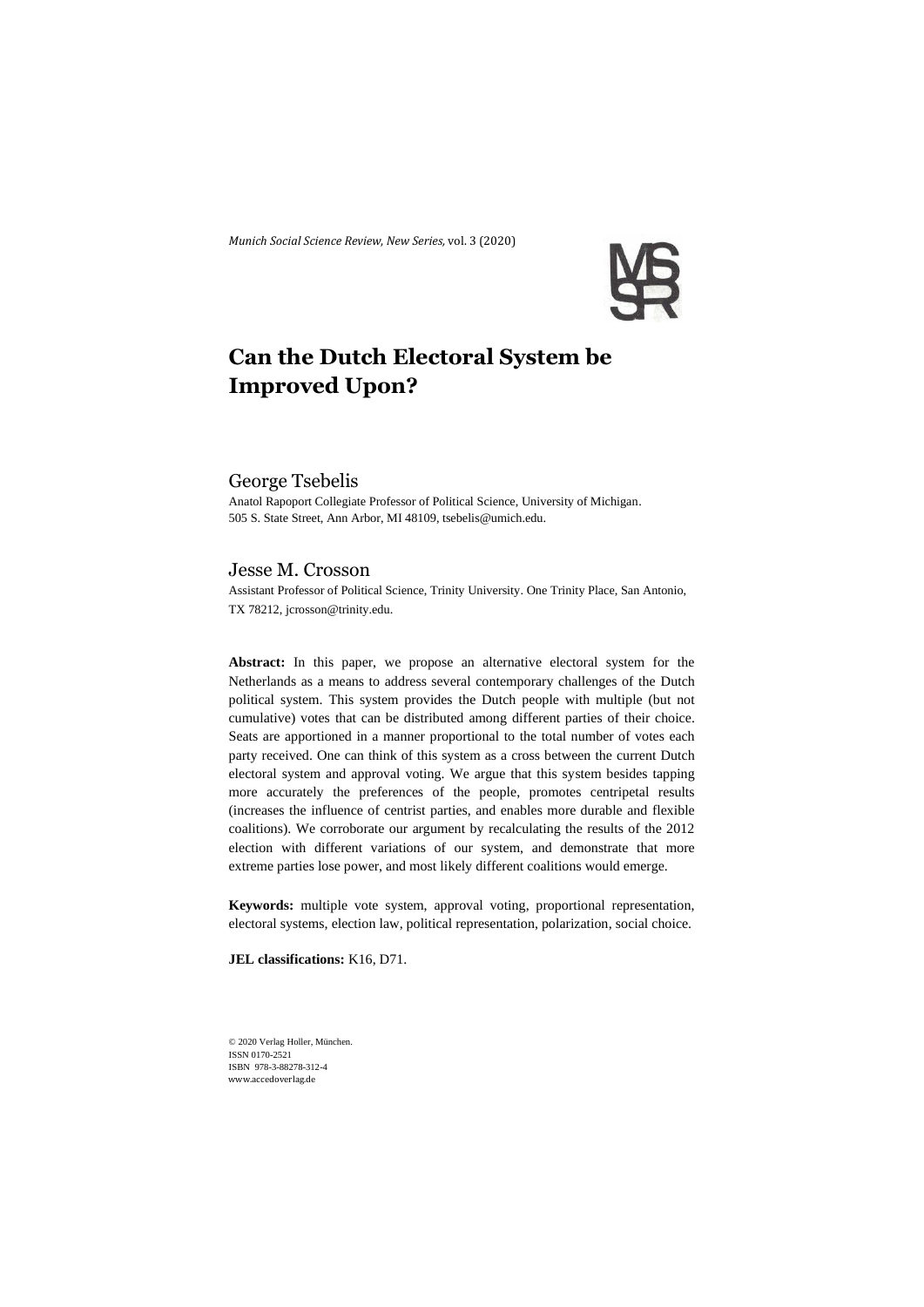*Munich Social Science Review, New Series,* vol. 3 (2020)

# Can the Dutch Electoral System be Improved Upon?

## George Tsebelis

Anatol Rapoport Collegiate Professor of Political Science, University of Michigan. 505 S. State Street, Ann Arbor, MI 48109, tsebelis@umich.edu.

## Jesse M. Crosson

Assistant Professor of Political Science, Trinity University. One Trinity Place, San Antonio, TX 78212, jcrosson@trinity.edu.

**Abstract:** In this paper, we propose an alternative electoral system for the Netherlands as a means to address several contemporary challenges of the Dutch political system. This system provides the Dutch people with multiple (but not cumulative) votes that can be distributed among different parties of their choice. Seats are apportioned in a manner proportional to the total number of votes each party received. One can think of this system as a cross between the current Dutch electoral system and approval voting. We argue that this system besides tapping more accurately the preferences of the people, promotes centripetal results (increases the influence of centrist parties, and enables more durable and flexible coalitions). We corroborate our argument by recalculating the results of the 2012 election with different variations of our system, and demonstrate that more extreme parties lose power, and most likely different coalitions would emerge.

**Keywords:** multiple vote system, approval voting, proportional representation, electoral systems, election law, political representation, polarization, social choice.

**JEL classifications:** K16, D71.

© 2020 Verlag Holler, München.
ISSN 0170-2521
ISBN 978-3-88278-312-4
www.accedoverlag.de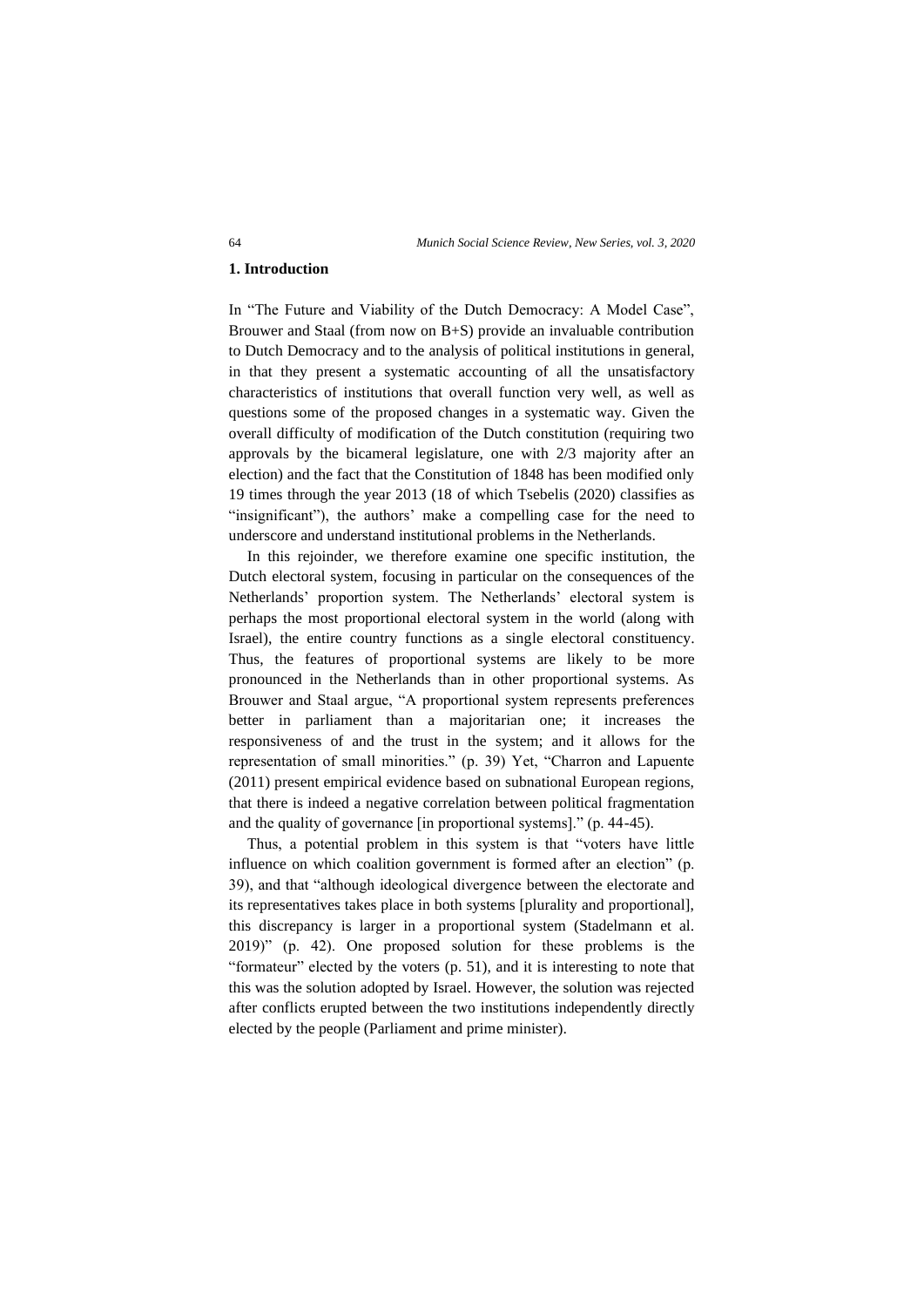## 1. Introduction

In "The Future and Viability of the Dutch Democracy: A Model Case", Brouwer and Staal (from now on B+S) provide an invaluable contribution to Dutch Democracy and to the analysis of political institutions in general, in that they present a systematic accounting of all the unsatisfactory characteristics of institutions that overall function very well, as well as questions some of the proposed changes in a systematic way. Given the overall difficulty of modification of the Dutch constitution (requiring two approvals by the bicameral legislature, one with 2/3 majority after an election) and the fact that the Constitution of 1848 has been modified only 19 times through the year 2013 (18 of which Tsebelis (2020) classifies as "insignificant"), the authors' make a compelling case for the need to underscore and understand institutional problems in the Netherlands.

In this rejoinder, we therefore examine one specific institution, the Dutch electoral system, focusing in particular on the consequences of the Netherlands' proportion system. The Netherlands' electoral system is perhaps the most proportional electoral system in the world (along with Israel), the entire country functions as a single electoral constituency. Thus, the features of proportional systems are likely to be more pronounced in the Netherlands than in other proportional systems. As Brouwer and Staal argue, "A proportional system represents preferences better in parliament than a majoritarian one; it increases the responsiveness of and the trust in the system; and it allows for the representation of small minorities." (p. 39) Yet, "Charron and Lapuente (2011) present empirical evidence based on subnational European regions, that there is indeed a negative correlation between political fragmentation and the quality of governance [in proportional systems]." (p. 44-45).

Thus, a potential problem in this system is that "voters have little influence on which coalition government is formed after an election" (p. 39), and that "although ideological divergence between the electorate and its representatives takes place in both systems [plurality and proportional], this discrepancy is larger in a proportional system (Stadelmann et al. 2019)" (p. 42). One proposed solution for these problems is the "formateur" elected by the voters (p. 51), and it is interesting to note that this was the solution adopted by Israel. However, the solution was rejected after conflicts erupted between the two institutions independently directly elected by the people (Parliament and prime minister).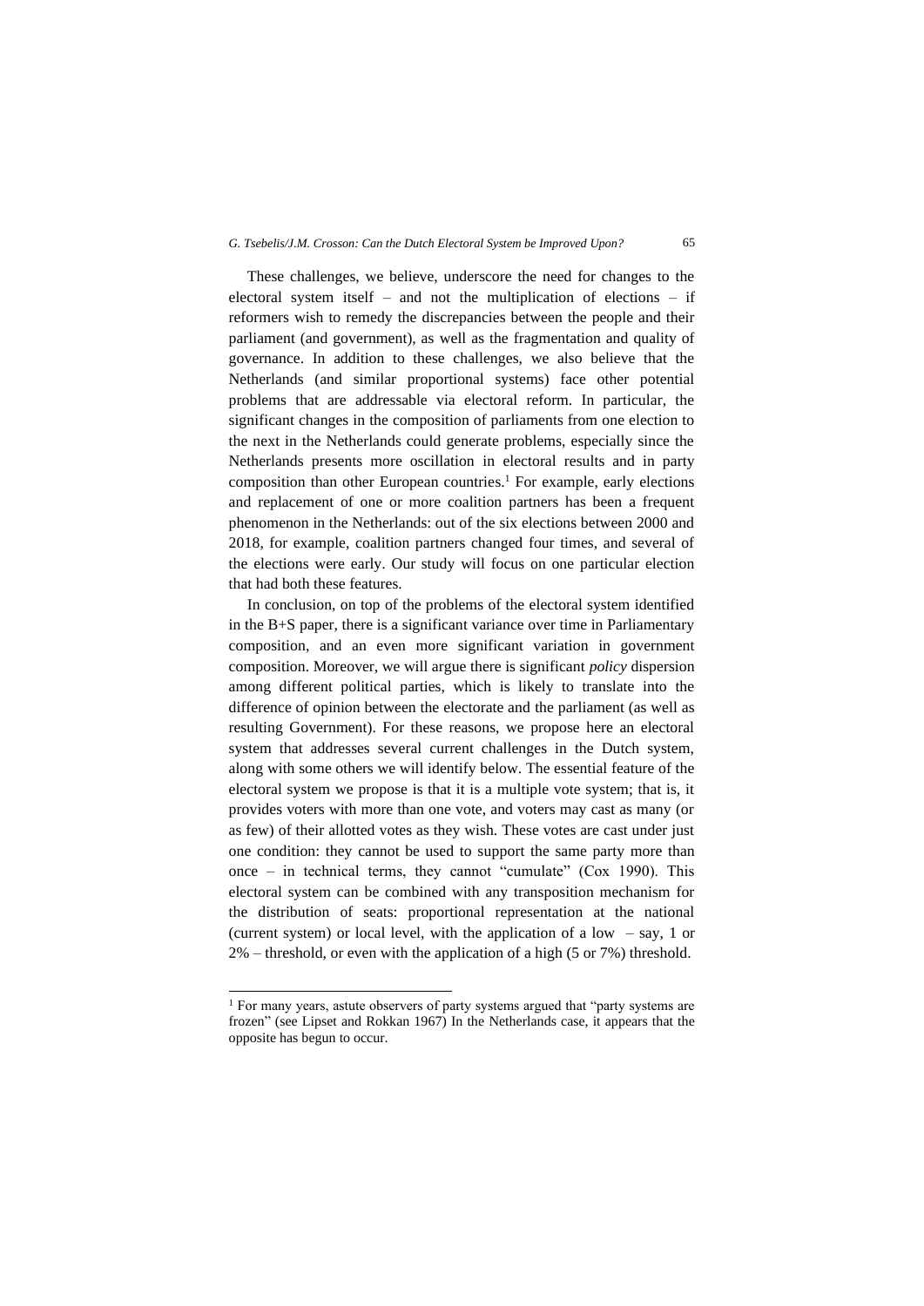These challenges, we believe, underscore the need for changes to the electoral system itself – and not the multiplication of elections – if reformers wish to remedy the discrepancies between the people and their parliament (and government), as well as the fragmentation and quality of governance. In addition to these challenges, we also believe that the Netherlands (and similar proportional systems) face other potential problems that are addressable via electoral reform. In particular, the significant changes in the composition of parliaments from one election to the next in the Netherlands could generate problems, especially since the Netherlands presents more oscillation in electoral results and in party composition than other European countries.[1] For example, early elections and replacement of one or more coalition partners has been a frequent phenomenon in the Netherlands: out of the six elections between 2000 and 2018, for example, coalition partners changed four times, and several of the elections were early. Our study will focus on one particular election that had both these features.

In conclusion, on top of the problems of the electoral system identified in the B+S paper, there is a significant variance over time in Parliamentary composition, and an even more significant variation in government composition. Moreover, we will argue there is significant *policy* dispersion among different political parties, which is likely to translate into the difference of opinion between the electorate and the parliament (as well as resulting Government). For these reasons, we propose here an electoral system that addresses several current challenges in the Dutch system, along with some others we will identify below. The essential feature of the electoral system we propose is that it is a multiple vote system; that is, it provides voters with more than one vote, and voters may cast as many (or as few) of their allotted votes as they wish. These votes are cast under just one condition: they cannot be used to support the same party more than once – in technical terms, they cannot "cumulate" (Cox 1990). This electoral system can be combined with any transposition mechanism for the distribution of seats: proportional representation at the national (current system) or local level, with the application of a low – say, 1 or 2% – threshold, or even with the application of a high (5 or 7%) threshold.

[1] For many years, astute observers of party systems argued that "party systems are frozen" (see Lipset and Rokkan 1967) In the Netherlands case, it appears that the opposite has begun to occur.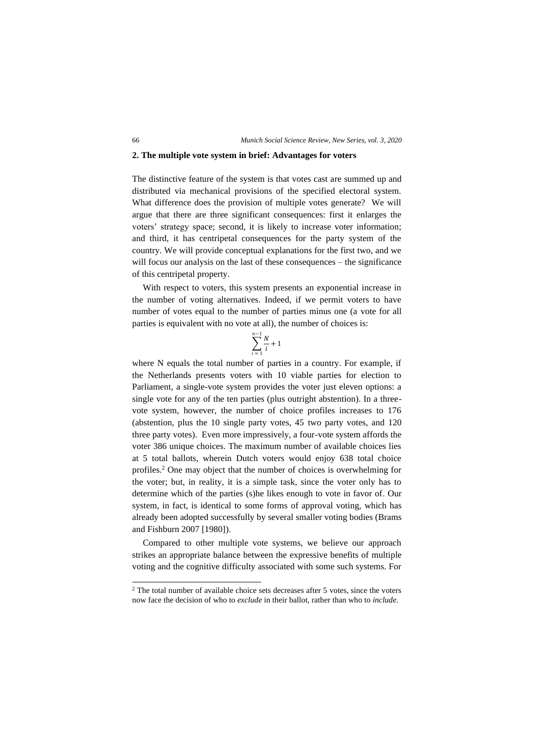## 2. The multiple vote system in brief: Advantages for voters

The distinctive feature of the system is that votes cast are summed up and distributed via mechanical provisions of the specified electoral system. What difference does the provision of multiple votes generate? We will argue that there are three significant consequences: first it enlarges the voters' strategy space; second, it is likely to increase voter information; and third, it has centripetal consequences for the party system of the country. We will provide conceptual explanations for the first two, and we will focus our analysis on the last of these consequences – the significance of this centripetal property.

With respect to voters, this system presents an exponential increase in the number of voting alternatives. Indeed, if we permit voters to have number of votes equal to the number of parties minus one (a vote for all parties is equivalent with no vote at all), the number of choices is:

$$\sum_{i=1}^{n-1} \frac{N}{i} + 1$$

where N equals the total number of parties in a country. For example, if the Netherlands presents voters with 10 viable parties for election to Parliament, a single-vote system provides the voter just eleven options: a single vote for any of the ten parties (plus outright abstention). In a three-vote system, however, the number of choice profiles increases to 176 (abstention, plus the 10 single party votes, 45 two party votes, and 120 three party votes). Even more impressively, a four-vote system affords the voter 386 unique choices. The maximum number of available choices lies at 5 total ballots, wherein Dutch voters would enjoy 638 total choice profiles.[2] One may object that the number of choices is overwhelming for the voter; but, in reality, it is a simple task, since the voter only has to determine which of the parties (s)he likes enough to vote in favor of. Our system, in fact, is identical to some forms of approval voting, which has already been adopted successfully by several smaller voting bodies (Brams and Fishburn 2007 [1980]).

Compared to other multiple vote systems, we believe our approach strikes an appropriate balance between the expressive benefits of multiple voting and the cognitive difficulty associated with some such systems. For

[2] The total number of available choice sets decreases after 5 votes, since the voters now face the decision of who to *exclude* in their ballot, rather than who to *include.*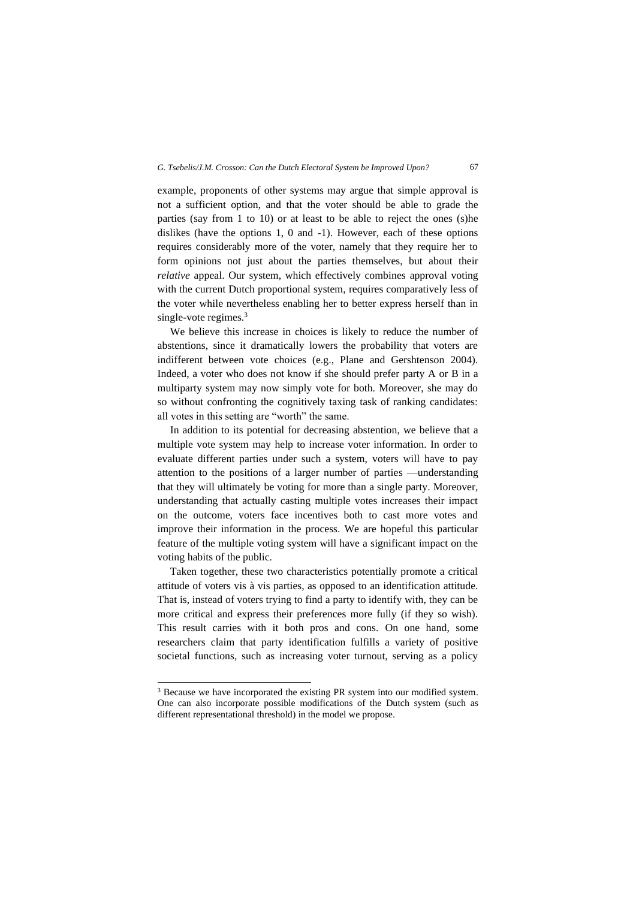example, proponents of other systems may argue that simple approval is not a sufficient option, and that the voter should be able to grade the parties (say from 1 to 10) or at least to be able to reject the ones (s)he dislikes (have the options 1, 0 and -1). However, each of these options requires considerably more of the voter, namely that they require her to form opinions not just about the parties themselves, but about their *relative* appeal. Our system, which effectively combines approval voting with the current Dutch proportional system, requires comparatively less of the voter while nevertheless enabling her to better express herself than in single-vote regimes.[3]

We believe this increase in choices is likely to reduce the number of abstentions, since it dramatically lowers the probability that voters are indifferent between vote choices (e.g., Plane and Gershtenson 2004). Indeed, a voter who does not know if she should prefer party A or B in a multiparty system may now simply vote for both. Moreover, she may do so without confronting the cognitively taxing task of ranking candidates: all votes in this setting are "worth" the same.

In addition to its potential for decreasing abstention, we believe that a multiple vote system may help to increase voter information. In order to evaluate different parties under such a system, voters will have to pay attention to the positions of a larger number of parties —understanding that they will ultimately be voting for more than a single party. Moreover, understanding that actually casting multiple votes increases their impact on the outcome, voters face incentives both to cast more votes and improve their information in the process. We are hopeful this particular feature of the multiple voting system will have a significant impact on the voting habits of the public.

Taken together, these two characteristics potentially promote a critical attitude of voters vis à vis parties, as opposed to an identification attitude. That is, instead of voters trying to find a party to identify with, they can be more critical and express their preferences more fully (if they so wish). This result carries with it both pros and cons. On one hand, some researchers claim that party identification fulfills a variety of positive societal functions, such as increasing voter turnout, serving as a policy

---

[3] Because we have incorporated the existing PR system into our modified system. One can also incorporate possible modifications of the Dutch system (such as different representational threshold) in the model we propose.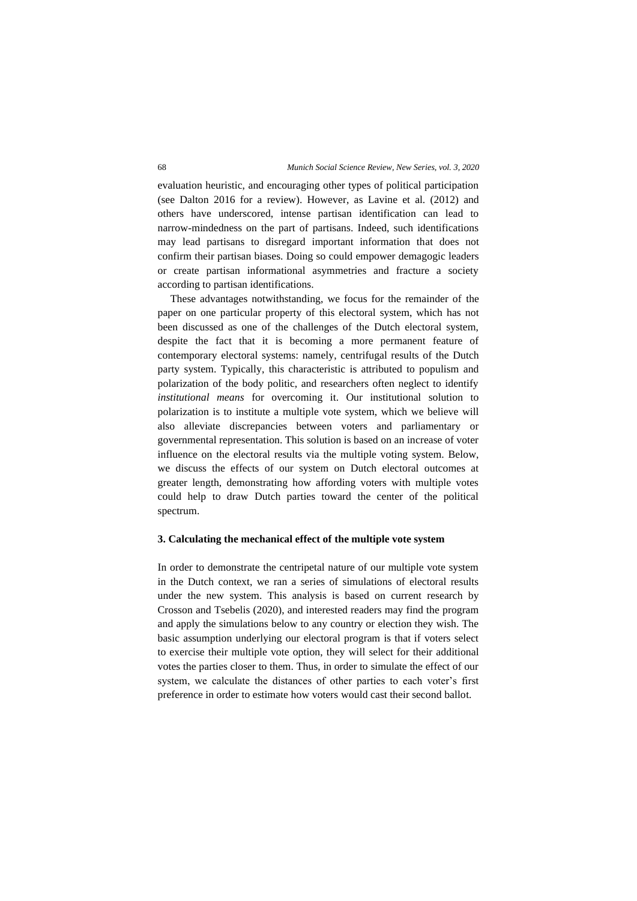evaluation heuristic, and encouraging other types of political participation (see Dalton 2016 for a review). However, as Lavine et al. (2012) and others have underscored, intense partisan identification can lead to narrow-mindedness on the part of partisans. Indeed, such identifications may lead partisans to disregard important information that does not confirm their partisan biases. Doing so could empower demagogic leaders or create partisan informational asymmetries and fracture a society according to partisan identifications.

These advantages notwithstanding, we focus for the remainder of the paper on one particular property of this electoral system, which has not been discussed as one of the challenges of the Dutch electoral system, despite the fact that it is becoming a more permanent feature of contemporary electoral systems: namely, centrifugal results of the Dutch party system. Typically, this characteristic is attributed to populism and polarization of the body politic, and researchers often neglect to identify *institutional means* for overcoming it. Our institutional solution to polarization is to institute a multiple vote system, which we believe will also alleviate discrepancies between voters and parliamentary or governmental representation. This solution is based on an increase of voter influence on the electoral results via the multiple voting system. Below, we discuss the effects of our system on Dutch electoral outcomes at greater length, demonstrating how affording voters with multiple votes could help to draw Dutch parties toward the center of the political spectrum.

### 3. Calculating the mechanical effect of the multiple vote system

In order to demonstrate the centripetal nature of our multiple vote system in the Dutch context, we ran a series of simulations of electoral results under the new system. This analysis is based on current research by Crosson and Tsebelis (2020), and interested readers may find the program and apply the simulations below to any country or election they wish. The basic assumption underlying our electoral program is that if voters select to exercise their multiple vote option, they will select for their additional votes the parties closer to them. Thus, in order to simulate the effect of our system, we calculate the distances of other parties to each voter's first preference in order to estimate how voters would cast their second ballot.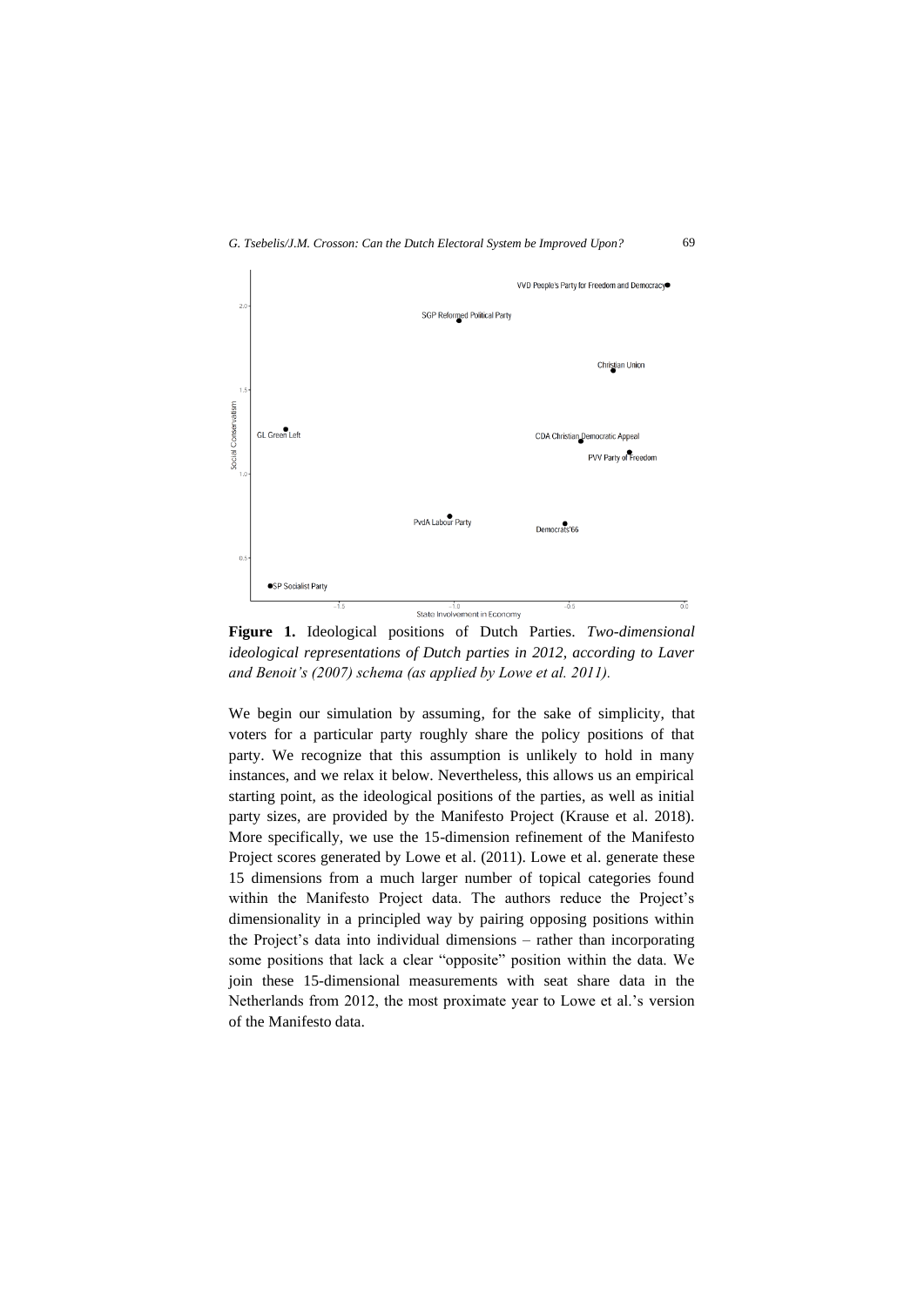**Figure 1.** Ideological positions of Dutch Parties. *Two-dimensional ideological representations of Dutch parties in 2012, according to Laver and Benoit's (2007) schema (as applied by Lowe et al. 2011).*

We begin our simulation by assuming, for the sake of simplicity, that voters for a particular party roughly share the policy positions of that party. We recognize that this assumption is unlikely to hold in many instances, and we relax it below. Nevertheless, this allows us an empirical starting point, as the ideological positions of the parties, as well as initial party sizes, are provided by the Manifesto Project (Krause et al. 2018). More specifically, we use the 15-dimension refinement of the Manifesto Project scores generated by Lowe et al. (2011). Lowe et al. generate these 15 dimensions from a much larger number of topical categories found within the Manifesto Project data. The authors reduce the Project's dimensionality in a principled way by pairing opposing positions within the Project's data into individual dimensions – rather than incorporating some positions that lack a clear "opposite" position within the data. We join these 15-dimensional measurements with seat share data in the Netherlands from 2012, the most proximate year to Lowe et al.'s version of the Manifesto data.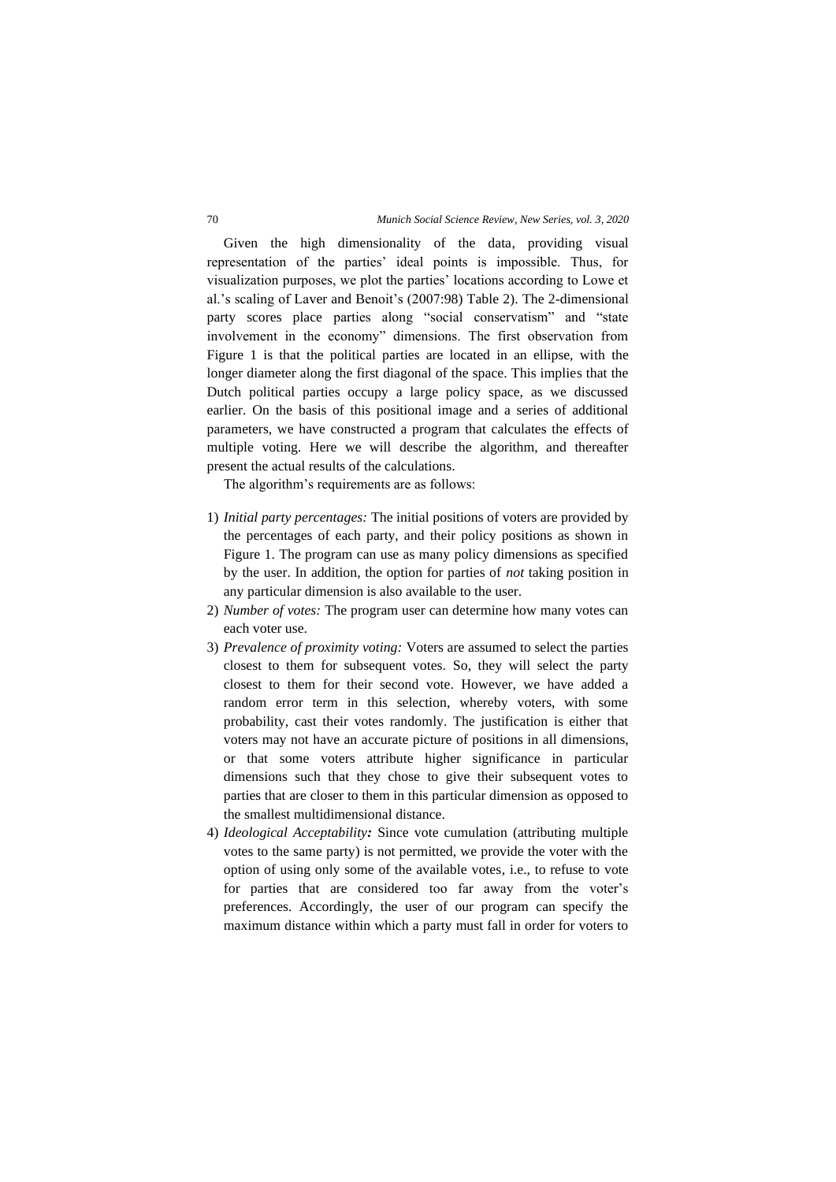Given the high dimensionality of the data, providing visual representation of the parties' ideal points is impossible. Thus, for visualization purposes, we plot the parties' locations according to Lowe et al.'s scaling of Laver and Benoit's (2007:98) Table 2). The 2-dimensional party scores place parties along "social conservatism" and "state involvement in the economy" dimensions. The first observation from Figure 1 is that the political parties are located in an ellipse, with the longer diameter along the first diagonal of the space. This implies that the Dutch political parties occupy a large policy space, as we discussed earlier. On the basis of this positional image and a series of additional parameters, we have constructed a program that calculates the effects of multiple voting. Here we will describe the algorithm, and thereafter present the actual results of the calculations.

The algorithm's requirements are as follows:

1) *Initial party percentages:* The initial positions of voters are provided by the percentages of each party, and their policy positions as shown in Figure 1. The program can use as many policy dimensions as specified by the user. In addition, the option for parties of *not* taking position in any particular dimension is also available to the user.
2) *Number of votes:* The program user can determine how many votes can each voter use.
3) *Prevalence of proximity voting:* Voters are assumed to select the parties closest to them for subsequent votes. So, they will select the party closest to them for their second vote. However, we have added a random error term in this selection, whereby voters, with some probability, cast their votes randomly. The justification is either that voters may not have an accurate picture of positions in all dimensions, or that some voters attribute higher significance in particular dimensions such that they chose to give their subsequent votes to parties that are closer to them in this particular dimension as opposed to the smallest multidimensional distance.
4) *Ideological Acceptability**:*** Since vote cumulation (attributing multiple votes to the same party) is not permitted, we provide the voter with the option of using only some of the available votes, i.e., to refuse to vote for parties that are considered too far away from the voter's preferences. Accordingly, the user of our program can specify the maximum distance within which a party must fall in order for voters to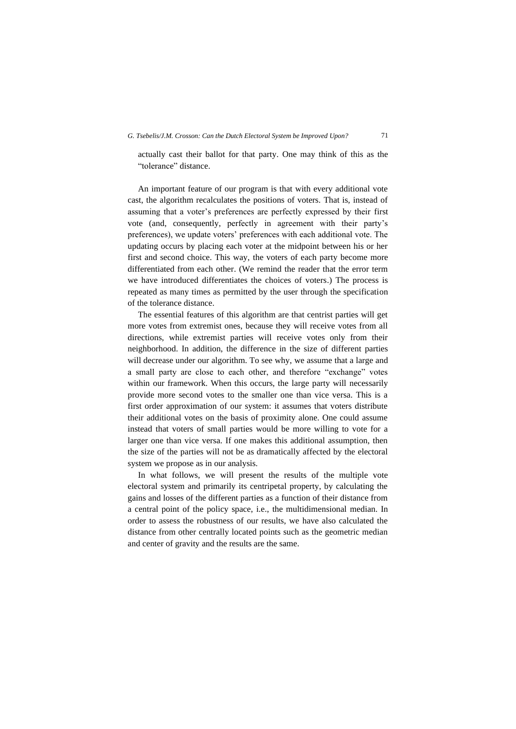actually cast their ballot for that party. One may think of this as the "tolerance" distance.

An important feature of our program is that with every additional vote cast, the algorithm recalculates the positions of voters. That is, instead of assuming that a voter's preferences are perfectly expressed by their first vote (and, consequently, perfectly in agreement with their party's preferences), we update voters' preferences with each additional vote. The updating occurs by placing each voter at the midpoint between his or her first and second choice. This way, the voters of each party become more differentiated from each other. (We remind the reader that the error term we have introduced differentiates the choices of voters.) The process is repeated as many times as permitted by the user through the specification of the tolerance distance.

The essential features of this algorithm are that centrist parties will get more votes from extremist ones, because they will receive votes from all directions, while extremist parties will receive votes only from their neighborhood. In addition, the difference in the size of different parties will decrease under our algorithm. To see why, we assume that a large and a small party are close to each other, and therefore "exchange" votes within our framework. When this occurs, the large party will necessarily provide more second votes to the smaller one than vice versa. This is a first order approximation of our system: it assumes that voters distribute their additional votes on the basis of proximity alone. One could assume instead that voters of small parties would be more willing to vote for a larger one than vice versa. If one makes this additional assumption, then the size of the parties will not be as dramatically affected by the electoral system we propose as in our analysis.

In what follows, we will present the results of the multiple vote electoral system and primarily its centripetal property, by calculating the gains and losses of the different parties as a function of their distance from a central point of the policy space, i.e., the multidimensional median. In order to assess the robustness of our results, we have also calculated the distance from other centrally located points such as the geometric median and center of gravity and the results are the same.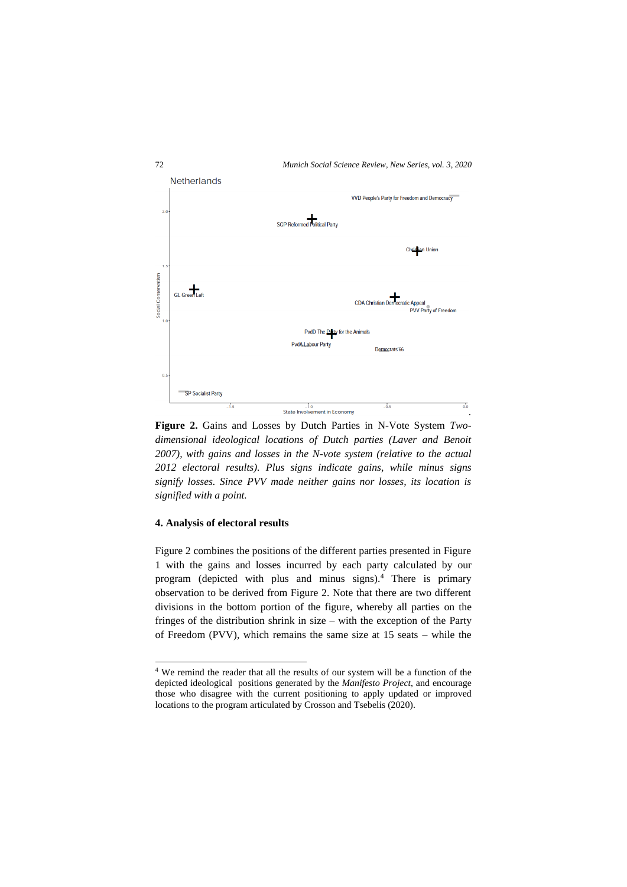Netherlands

**Figure 2.** Gains and Losses by Dutch Parties in N-Vote System *Two-dimensional ideological locations of Dutch parties (Laver and Benoit 2007), with gains and losses in the N-vote system (relative to the actual 2012 electoral results). Plus signs indicate gains, while minus signs signify losses. Since PVV made neither gains nor losses, its location is signified with a point.*

#### 4. Analysis of electoral results

Figure 2 combines the positions of the different parties presented in Figure 1 with the gains and losses incurred by each party calculated by our program (depicted with plus and minus signs).[4] There is primary observation to be derived from Figure 2. Note that there are two different divisions in the bottom portion of the figure, whereby all parties on the fringes of the distribution shrink in size – with the exception of the Party of Freedom (PVV), which remains the same size at 15 seats – while the

[4] We remind the reader that all the results of our system will be a function of the depicted ideological positions generated by the *Manifesto Project*, and encourage those who disagree with the current positioning to apply updated or improved locations to the program articulated by Crosson and Tsebelis (2020).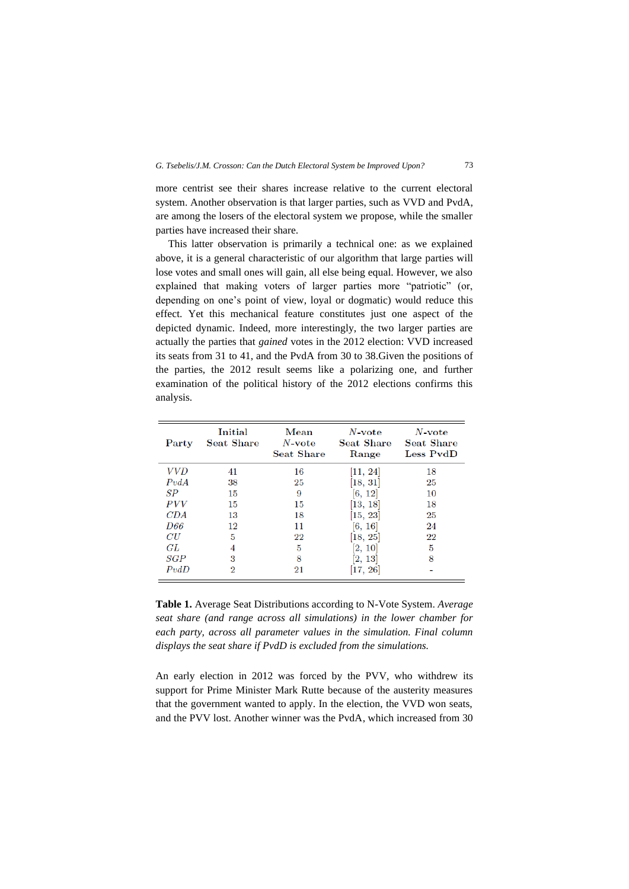more centrist see their shares increase relative to the current electoral system. Another observation is that larger parties, such as VVD and PvdA, are among the losers of the electoral system we propose, while the smaller parties have increased their share.

This latter observation is primarily a technical one: as we explained above, it is a general characteristic of our algorithm that large parties will lose votes and small ones will gain, all else being equal. However, we also explained that making voters of larger parties more "patriotic" (or, depending on one's point of view, loyal or dogmatic) would reduce this effect. Yet this mechanical feature constitutes just one aspect of the depicted dynamic. Indeed, more interestingly, the two larger parties are actually the parties that *gained* votes in the 2012 election: VVD increased its seats from 31 to 41, and the PvdA from 30 to 38.Given the positions of the parties, the 2012 result seems like a polarizing one, and further examination of the political history of the 2012 elections confirms this analysis.

| Party | Initial Seat Share | Mean $N$-vote Seat Share | $N$-vote Seat Share Range | $N$-vote Seat Share Less PvdD |
|---|---|---|---|---|
| *VVD* | 41 | 16 | [11, 24] | 18 |
| *PvdA* | 38 | 25 | [18, 31] | 25 |
| *SP* | 15 | 9 | [6, 12] | 10 |
| *PVV* | 15 | 15 | [13, 18] | 18 |
| *CDA* | 13 | 18 | [15, 23] | 25 |
| *D66* | 12 | 11 | [6, 16] | 24 |
| *CU* | 5 | 22 | [18, 25] | 22 |
| *GL* | 4 | 5 | [2, 10] | 5 |
| *SGP* | 3 | 8 | [2, 13] | 8 |
| *PvdD* | 2 | 21 | [17, 26] | - |

**Table 1.** Average Seat Distributions according to N-Vote System. *Average seat share (and range across all simulations) in the lower chamber for each party, across all parameter values in the simulation. Final column displays the seat share if PvdD is excluded from the simulations.*

An early election in 2012 was forced by the PVV, who withdrew its support for Prime Minister Mark Rutte because of the austerity measures that the government wanted to apply. In the election, the VVD won seats, and the PVV lost. Another winner was the PvdA, which increased from 30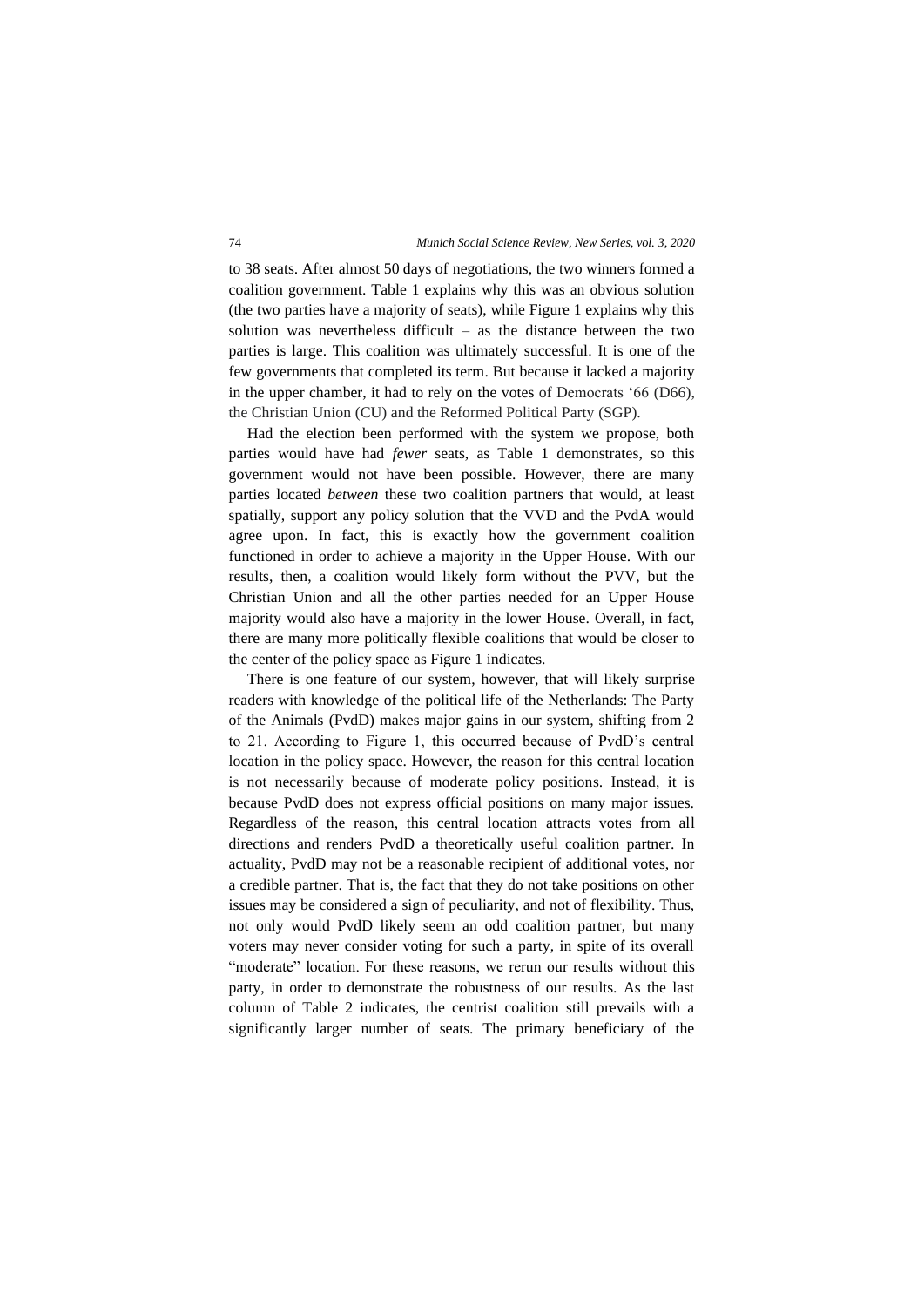to 38 seats. After almost 50 days of negotiations, the two winners formed a coalition government. Table 1 explains why this was an obvious solution (the two parties have a majority of seats), while Figure 1 explains why this solution was nevertheless difficult – as the distance between the two parties is large. This coalition was ultimately successful. It is one of the few governments that completed its term. But because it lacked a majority in the upper chamber, it had to rely on the votes of Democrats '66 (D66), the Christian Union (CU) and the Reformed Political Party (SGP).

Had the election been performed with the system we propose, both parties would have had *fewer* seats, as Table 1 demonstrates, so this government would not have been possible. However, there are many parties located *between* these two coalition partners that would, at least spatially, support any policy solution that the VVD and the PvdA would agree upon. In fact, this is exactly how the government coalition functioned in order to achieve a majority in the Upper House. With our results, then, a coalition would likely form without the PVV, but the Christian Union and all the other parties needed for an Upper House majority would also have a majority in the lower House. Overall, in fact, there are many more politically flexible coalitions that would be closer to the center of the policy space as Figure 1 indicates.

There is one feature of our system, however, that will likely surprise readers with knowledge of the political life of the Netherlands: The Party of the Animals (PvdD) makes major gains in our system, shifting from 2 to 21. According to Figure 1, this occurred because of PvdD's central location in the policy space. However, the reason for this central location is not necessarily because of moderate policy positions. Instead, it is because PvdD does not express official positions on many major issues. Regardless of the reason, this central location attracts votes from all directions and renders PvdD a theoretically useful coalition partner. In actuality, PvdD may not be a reasonable recipient of additional votes, nor a credible partner. That is, the fact that they do not take positions on other issues may be considered a sign of peculiarity, and not of flexibility. Thus, not only would PvdD likely seem an odd coalition partner, but many voters may never consider voting for such a party, in spite of its overall "moderate" location. For these reasons, we rerun our results without this party, in order to demonstrate the robustness of our results. As the last column of Table 2 indicates, the centrist coalition still prevails with a significantly larger number of seats. The primary beneficiary of the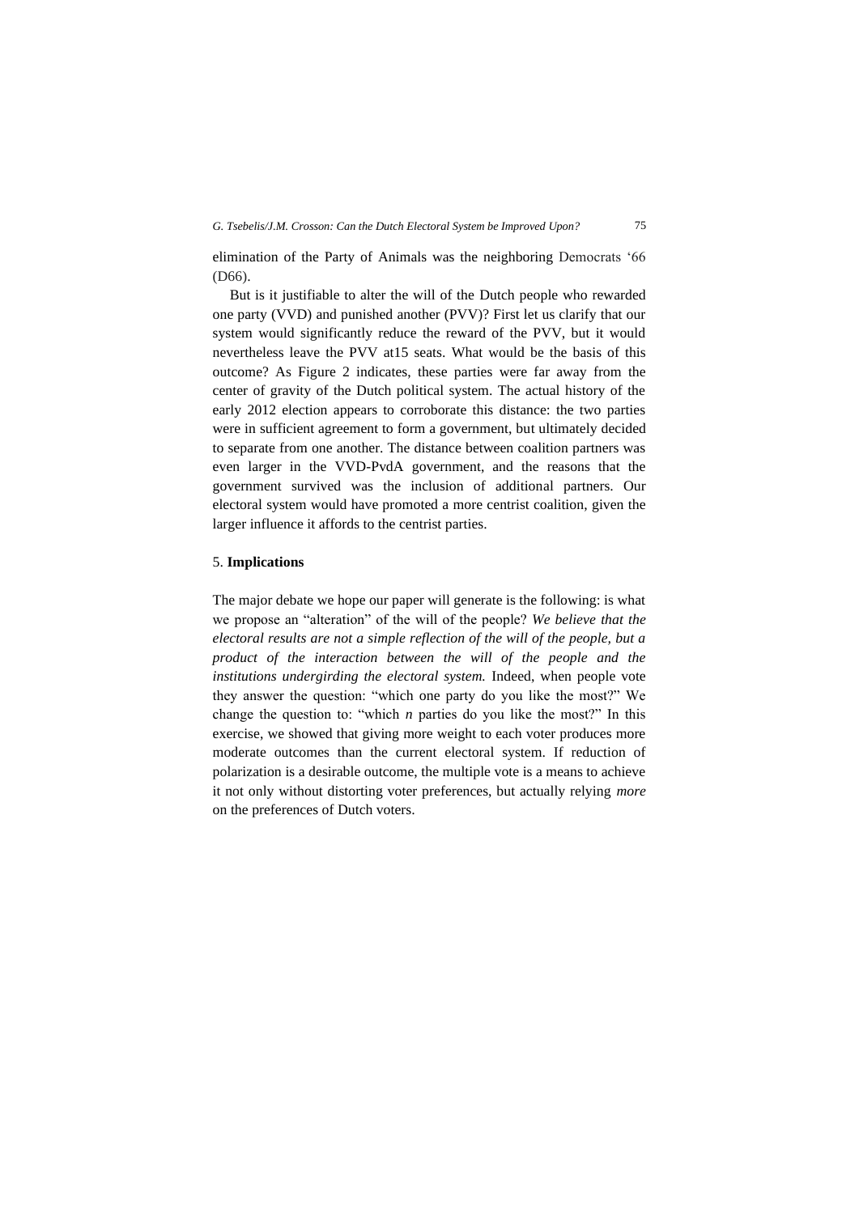elimination of the Party of Animals was the neighboring Democrats '66 (D66).

But is it justifiable to alter the will of the Dutch people who rewarded one party (VVD) and punished another (PVV)? First let us clarify that our system would significantly reduce the reward of the PVV, but it would nevertheless leave the PVV at15 seats. What would be the basis of this outcome? As Figure 2 indicates, these parties were far away from the center of gravity of the Dutch political system. The actual history of the early 2012 election appears to corroborate this distance: the two parties were in sufficient agreement to form a government, but ultimately decided to separate from one another. The distance between coalition partners was even larger in the VVD-PvdA government, and the reasons that the government survived was the inclusion of additional partners. Our electoral system would have promoted a more centrist coalition, given the larger influence it affords to the centrist parties.

## 5. **Implications**

The major debate we hope our paper will generate is the following: is what we propose an "alteration" of the will of the people? *We believe that the electoral results are not a simple reflection of the will of the people, but a product of the interaction between the will of the people and the institutions undergirding the electoral system.* Indeed, when people vote they answer the question: "which one party do you like the most?" We change the question to: "which *n* parties do you like the most?" In this exercise, we showed that giving more weight to each voter produces more moderate outcomes than the current electoral system. If reduction of polarization is a desirable outcome, the multiple vote is a means to achieve it not only without distorting voter preferences, but actually relying *more* on the preferences of Dutch voters.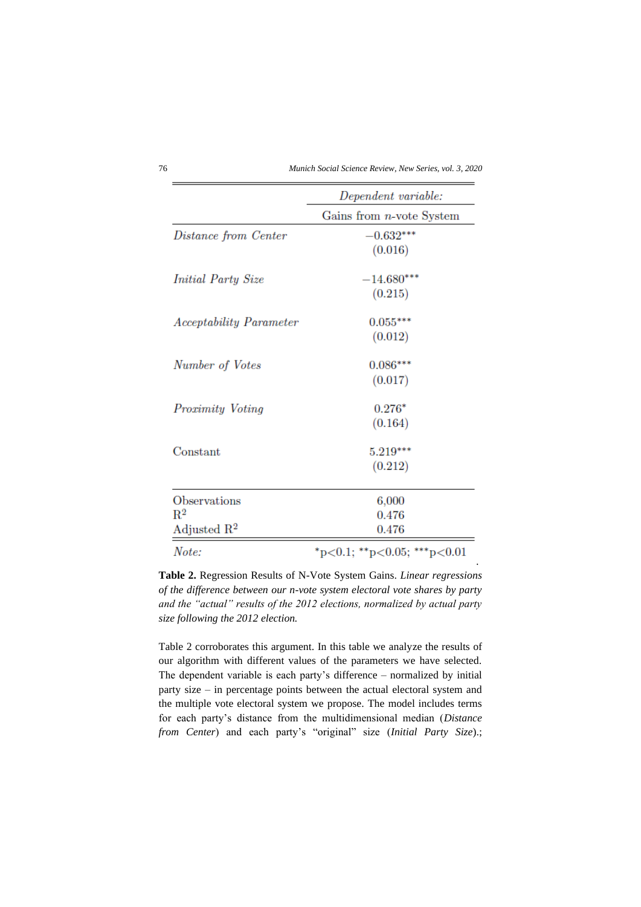| | *Dependent variable:* |
|---|---|
| | Gains from $n$-vote System |
| *Distance from Center* | −0.632*** |
| | (0.016) |
| *Initial Party Size* | −14.680*** |
| | (0.215) |
| *Acceptability Parameter* | 0.055*** |
| | (0.012) |
| *Number of Votes* | 0.086*** |
| | (0.017) |
| *Proximity Voting* | 0.276* |
| | (0.164) |
| Constant | 5.219*** |
| | (0.212) |
| Observations | 6,000 |
| $R^2$ | 0.476 |
| Adjusted $R^2$ | 0.476 |
| *Note:* | *p<0.1; **p<0.05; ***p<0.01 |

**Table 2.** Regression Results of N-Vote System Gains. *Linear regressions of the difference between our n-vote system electoral vote shares by party and the "actual" results of the 2012 elections, normalized by actual party size following the 2012 election.*

Table 2 corroborates this argument. In this table we analyze the results of our algorithm with different values of the parameters we have selected. The dependent variable is each party's difference – normalized by initial party size – in percentage points between the actual electoral system and the multiple vote electoral system we propose. The model includes terms for each party's distance from the multidimensional median (*Distance from Center*) and each party's "original" size (*Initial Party Size*).;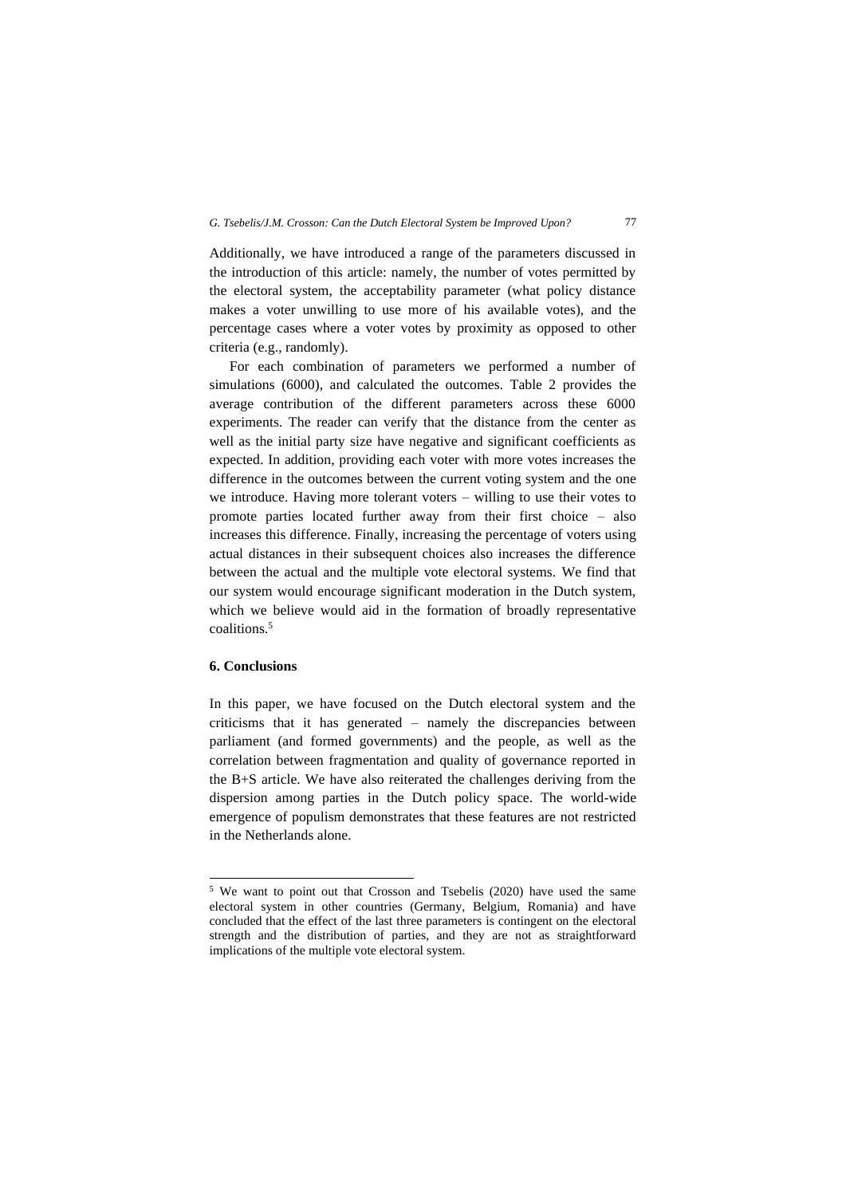Additionally, we have introduced a range of the parameters discussed in the introduction of this article: namely, the number of votes permitted by the electoral system, the acceptability parameter (what policy distance makes a voter unwilling to use more of his available votes), and the percentage cases where a voter votes by proximity as opposed to other criteria (e.g., randomly).

For each combination of parameters we performed a number of simulations (6000), and calculated the outcomes. Table 2 provides the average contribution of the different parameters across these 6000 experiments. The reader can verify that the distance from the center as well as the initial party size have negative and significant coefficients as expected. In addition, providing each voter with more votes increases the difference in the outcomes between the current voting system and the one we introduce. Having more tolerant voters – willing to use their votes to promote parties located further away from their first choice – also increases this difference. Finally, increasing the percentage of voters using actual distances in their subsequent choices also increases the difference between the actual and the multiple vote electoral systems. We find that our system would encourage significant moderation in the Dutch system, which we believe would aid in the formation of broadly representative coalitions.[5]

## 6. Conclusions

In this paper, we have focused on the Dutch electoral system and the criticisms that it has generated – namely the discrepancies between parliament (and formed governments) and the people, as well as the correlation between fragmentation and quality of governance reported in the B+S article. We have also reiterated the challenges deriving from the dispersion among parties in the Dutch policy space. The world-wide emergence of populism demonstrates that these features are not restricted in the Netherlands alone.

---

[5] We want to point out that Crosson and Tsebelis (2020) have used the same electoral system in other countries (Germany, Belgium, Romania) and have concluded that the effect of the last three parameters is contingent on the electoral strength and the distribution of parties, and they are not as straightforward implications of the multiple vote electoral system.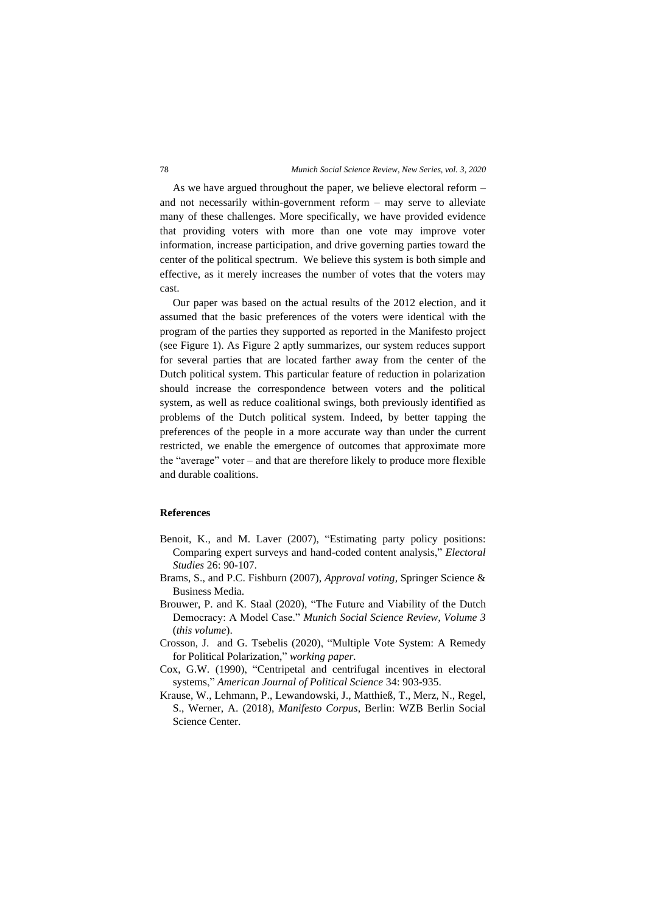As we have argued throughout the paper, we believe electoral reform – and not necessarily within-government reform – may serve to alleviate many of these challenges. More specifically, we have provided evidence that providing voters with more than one vote may improve voter information, increase participation, and drive governing parties toward the center of the political spectrum. We believe this system is both simple and effective, as it merely increases the number of votes that the voters may cast.

Our paper was based on the actual results of the 2012 election, and it assumed that the basic preferences of the voters were identical with the program of the parties they supported as reported in the Manifesto project (see Figure 1). As Figure 2 aptly summarizes, our system reduces support for several parties that are located farther away from the center of the Dutch political system. This particular feature of reduction in polarization should increase the correspondence between voters and the political system, as well as reduce coalitional swings, both previously identified as problems of the Dutch political system. Indeed, by better tapping the preferences of the people in a more accurate way than under the current restricted, we enable the emergence of outcomes that approximate more the "average" voter – and that are therefore likely to produce more flexible and durable coalitions.

## References

Benoit, K., and M. Laver (2007), "Estimating party policy positions: Comparing expert surveys and hand-coded content analysis," *Electoral Studies* 26: 90-107.

Brams, S., and P.C. Fishburn (2007), *Approval voting*, Springer Science & Business Media.

Brouwer, P. and K. Staal (2020), "The Future and Viability of the Dutch Democracy: A Model Case." *Munich Social Science Review, Volume 3* (*this volume*).

Crosson, J. and G. Tsebelis (2020), "Multiple Vote System: A Remedy for Political Polarization," *working paper*.

Cox, G.W. (1990), "Centripetal and centrifugal incentives in electoral systems," *American Journal of Political Science* 34: 903-935.

Krause, W., Lehmann, P., Lewandowski, J., Matthieß, T., Merz, N., Regel, S., Werner, A. (2018), *Manifesto Corpus*, Berlin: WZB Berlin Social Science Center.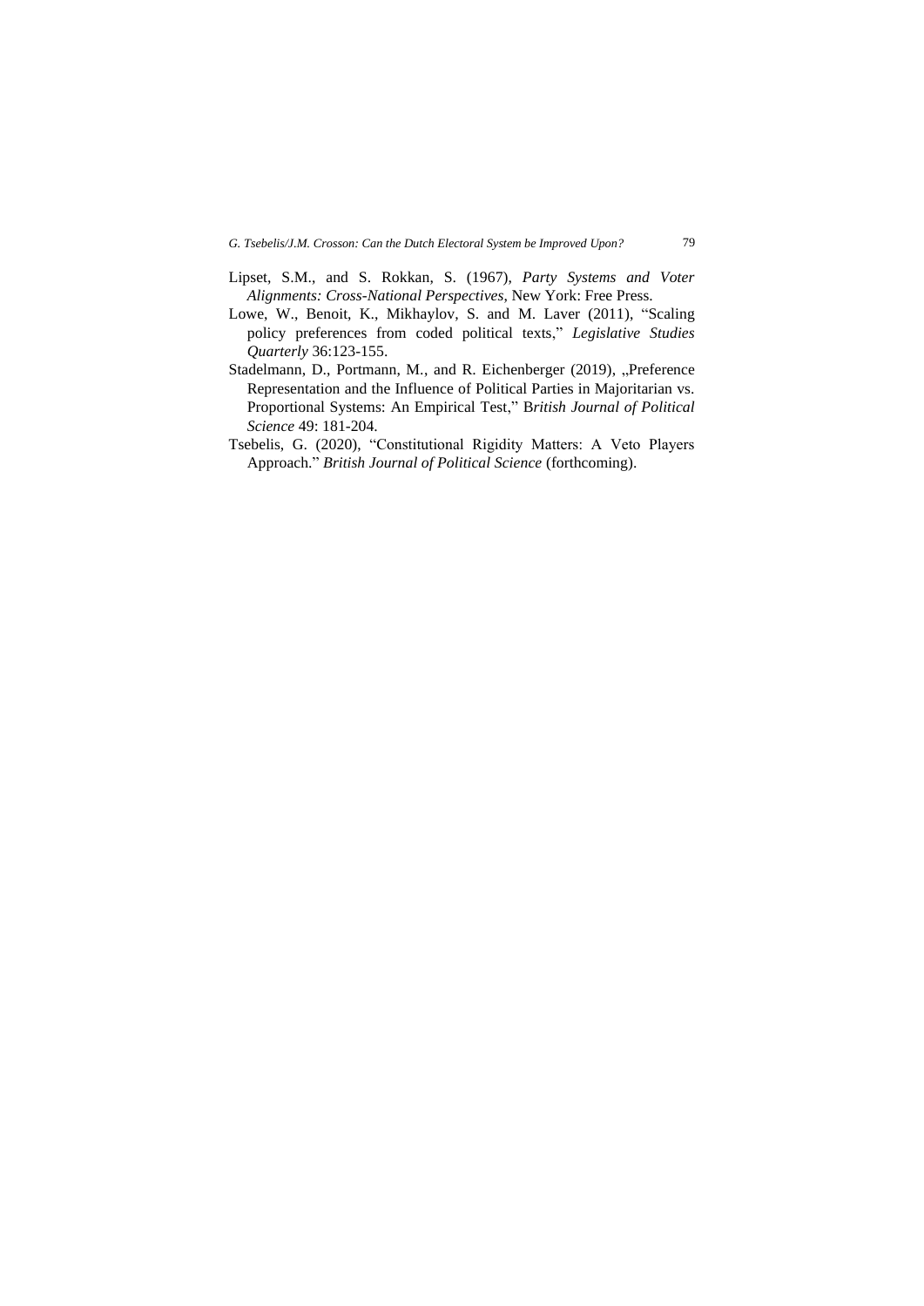Lipset, S.M., and S. Rokkan, S. (1967), *Party Systems and Voter Alignments: Cross-National Perspectives*, New York: Free Press.

Lowe, W., Benoit, K., Mikhaylov, S. and M. Laver (2011), "Scaling policy preferences from coded political texts," *Legislative Studies Quarterly* 36:123-155.

Stadelmann, D., Portmann, M., and R. Eichenberger (2019), „Preference Representation and the Influence of Political Parties in Majoritarian vs. Proportional Systems: An Empirical Test," B*ritish Journal of Political Science* 49: 181-204.

Tsebelis, G. (2020), "Constitutional Rigidity Matters: A Veto Players Approach." *British Journal of Political Science* (forthcoming).